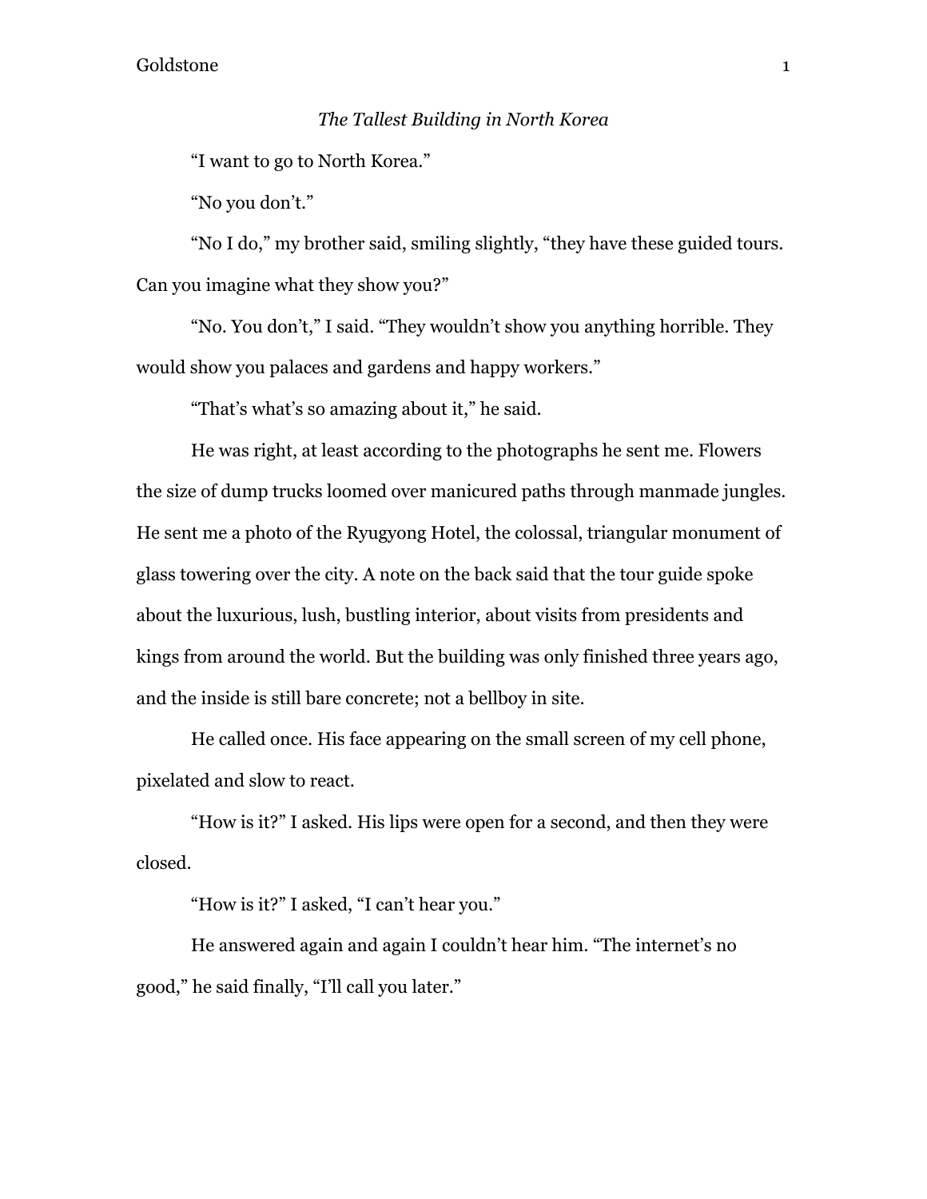*The Tallest Building in North Korea*

"I want to go to North Korea."

"No you don't."

"No I do," my brother said, smiling slightly, "they have these guided tours. Can you imagine what they show you?"

"No. You don't," I said. "They wouldn't show you anything horrible. They would show you palaces and gardens and happy workers."

"That's what's so amazing about it," he said.

He was right, at least according to the photographs he sent me. Flowers the size of dump trucks loomed over manicured paths through manmade jungles. He sent me a photo of the Ryugyong Hotel, the colossal, triangular monument of glass towering over the city. A note on the back said that the tour guide spoke about the luxurious, lush, bustling interior, about visits from presidents and kings from around the world. But the building was only finished three years ago, and the inside is still bare concrete; not a bellboy in site.

He called once. His face appearing on the small screen of my cell phone, pixelated and slow to react.

"How is it?" I asked. His lips were open for a second, and then they were closed.

"How is it?" I asked, "I can't hear you."

He answered again and again I couldn't hear him. "The internet's no good," he said finally, "I'll call you later."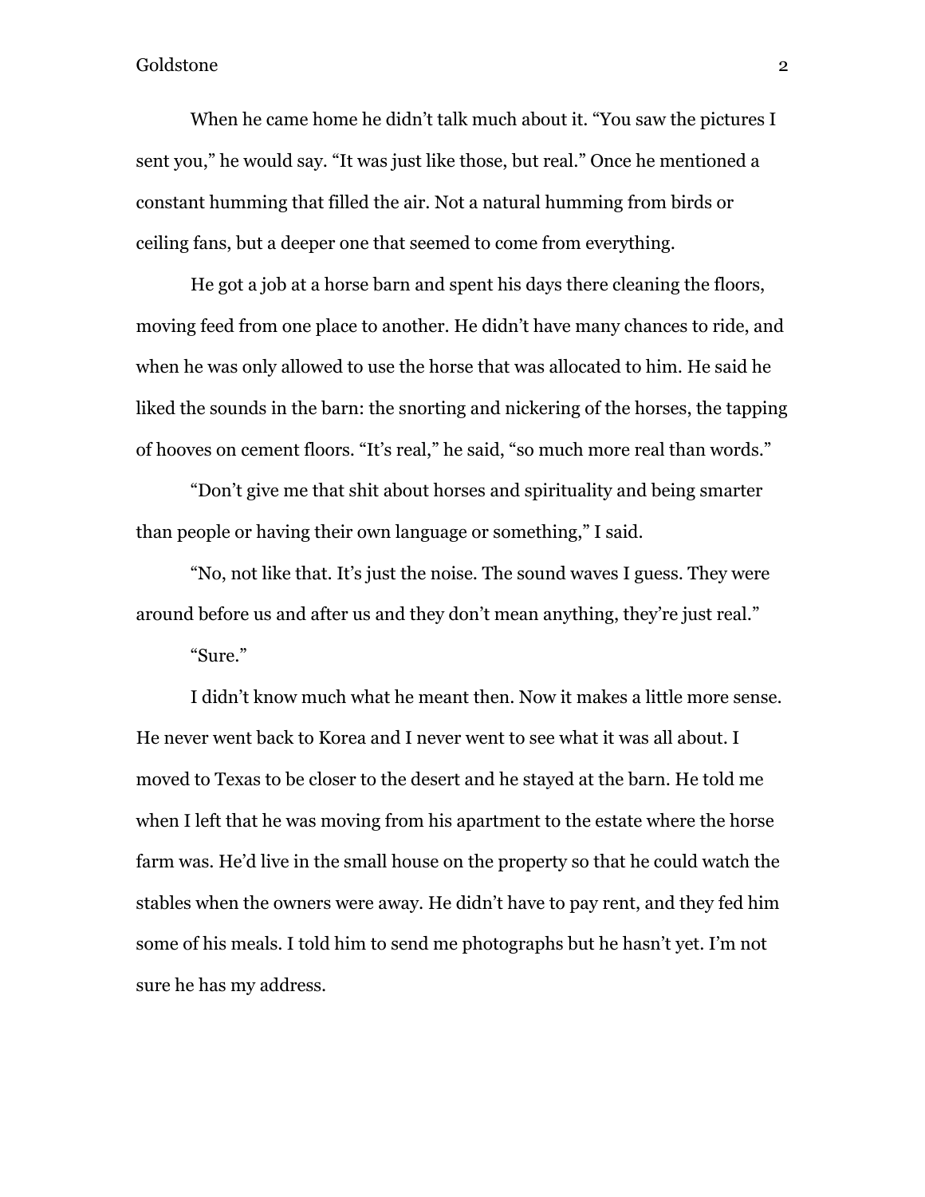When he came home he didn't talk much about it. "You saw the pictures I sent you," he would say. "It was just like those, but real." Once he mentioned a constant humming that filled the air. Not a natural humming from birds or ceiling fans, but a deeper one that seemed to come from everything.

He got a job at a horse barn and spent his days there cleaning the floors, moving feed from one place to another. He didn't have many chances to ride, and when he was only allowed to use the horse that was allocated to him. He said he liked the sounds in the barn: the snorting and nickering of the horses, the tapping of hooves on cement floors. "It's real," he said, "so much more real than words."

"Don't give me that shit about horses and spirituality and being smarter than people or having their own language or something," I said.

"No, not like that. It's just the noise. The sound waves I guess. They were around before us and after us and they don't mean anything, they're just real."

"Sure."

I didn't know much what he meant then. Now it makes a little more sense. He never went back to Korea and I never went to see what it was all about. I moved to Texas to be closer to the desert and he stayed at the barn. He told me when I left that he was moving from his apartment to the estate where the horse farm was. He'd live in the small house on the property so that he could watch the stables when the owners were away. He didn't have to pay rent, and they fed him some of his meals. I told him to send me photographs but he hasn't yet. I'm not sure he has my address.